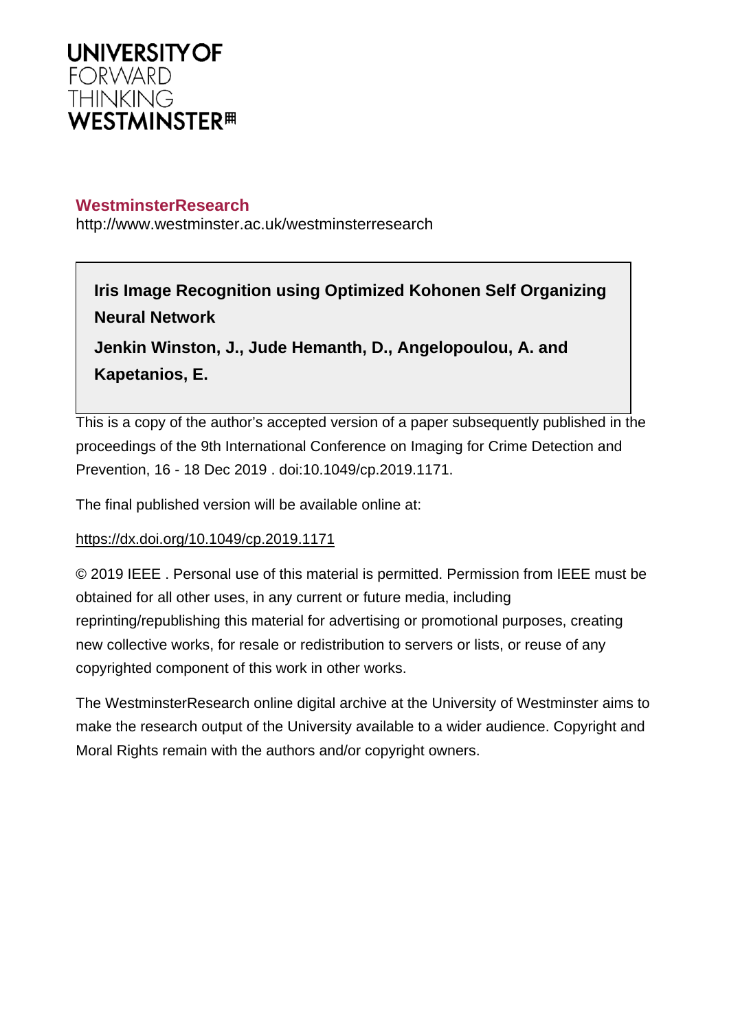UNIVERSITY OF
FORWARD
THINKING
WESTMINSTER

**WestminsterResearch**

http://www.westminster.ac.uk/westminsterresearch

**Iris Image Recognition using Optimized Kohonen Self Organizing Neural Network**

**Jenkin Winston, J., Jude Hemanth, D., Angelopoulou, A. and Kapetanios, E.**

This is a copy of the author's accepted version of a paper subsequently published in the proceedings of the 9th International Conference on Imaging for Crime Detection and Prevention, 16 - 18 Dec 2019 . doi:10.1049/cp.2019.1171.

The final published version will be available online at:

https://dx.doi.org/10.1049/cp.2019.1171

© 2019 IEEE . Personal use of this material is permitted. Permission from IEEE must be obtained for all other uses, in any current or future media, including reprinting/republishing this material for advertising or promotional purposes, creating new collective works, for resale or redistribution to servers or lists, or reuse of any copyrighted component of this work in other works.

The WestminsterResearch online digital archive at the University of Westminster aims to make the research output of the University available to a wider audience. Copyright and Moral Rights remain with the authors and/or copyright owners.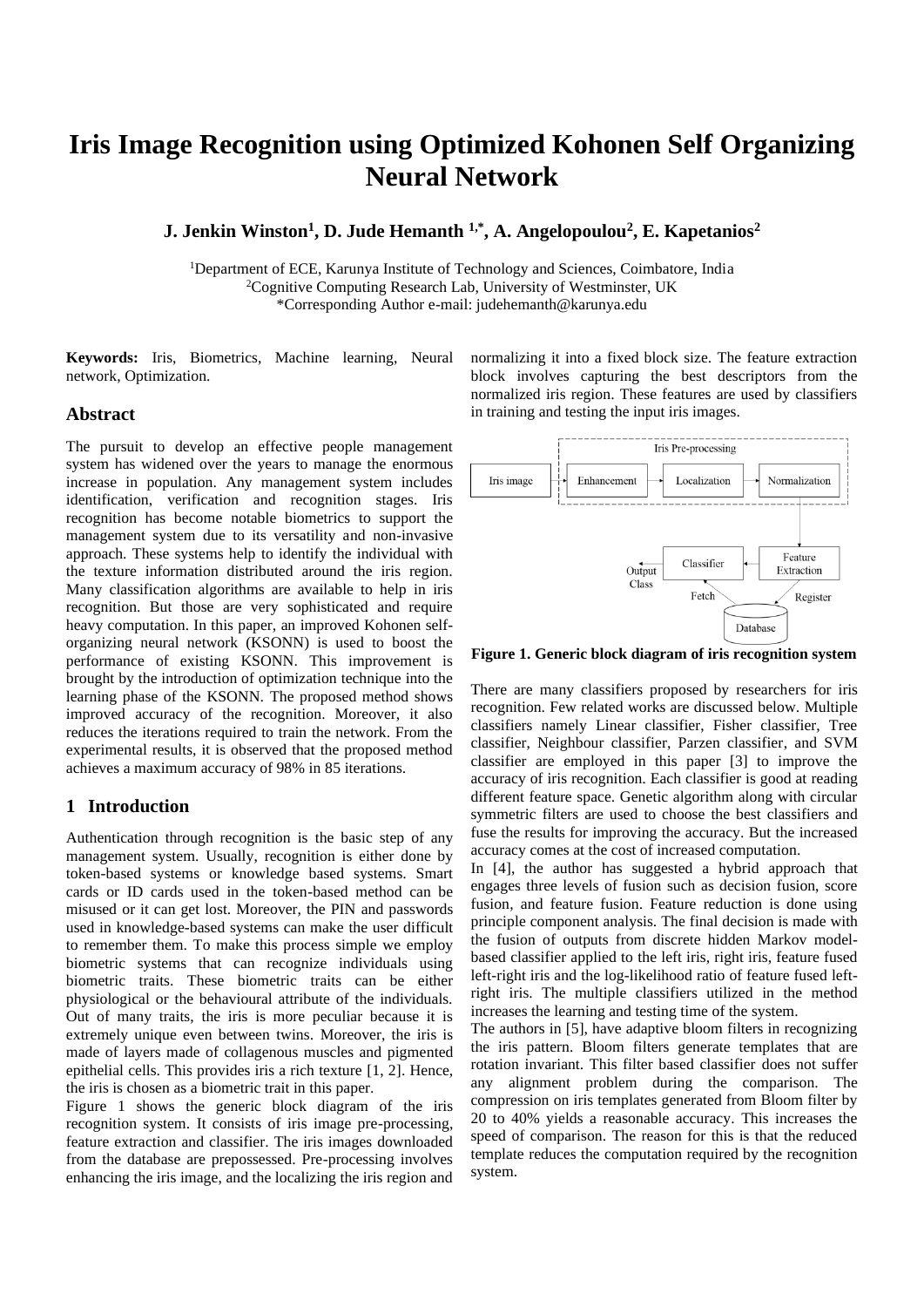# Iris Image Recognition using Optimized Kohonen Self Organizing Neural Network

**J. Jenkin Winston[1], D. Jude Hemanth [1,*], A. Angelopoulou[2], E. Kapetanios[2]**

[1]Department of ECE, Karunya Institute of Technology and Sciences, Coimbatore, India
[2]Cognitive Computing Research Lab, University of Westminster, UK
*Corresponding Author e-mail: judehemanth@karunya.edu

**Keywords:** Iris, Biometrics, Machine learning, Neural network, Optimization.

## Abstract

The pursuit to develop an effective people management system has widened over the years to manage the enormous increase in population. Any management system includes identification, verification and recognition stages. Iris recognition has become notable biometrics to support the management system due to its versatility and non-invasive approach. These systems help to identify the individual with the texture information distributed around the iris region. Many classification algorithms are available to help in iris recognition. But those are very sophisticated and require heavy computation. In this paper, an improved Kohonen self-organizing neural network (KSONN) is used to boost the performance of existing KSONN. This improvement is brought by the introduction of optimization technique into the learning phase of the KSONN. The proposed method shows improved accuracy of the recognition. Moreover, it also reduces the iterations required to train the network. From the experimental results, it is observed that the proposed method achieves a maximum accuracy of 98% in 85 iterations.

## 1 Introduction

Authentication through recognition is the basic step of any management system. Usually, recognition is either done by token-based systems or knowledge based systems. Smart cards or ID cards used in the token-based method can be misused or it can get lost. Moreover, the PIN and passwords used in knowledge-based systems can make the user difficult to remember them. To make this process simple we employ biometric systems that can recognize individuals using biometric traits. These biometric traits can be either physiological or the behavioural attribute of the individuals. Out of many traits, the iris is more peculiar because it is extremely unique even between twins. Moreover, the iris is made of layers made of collagenous muscles and pigmented epithelial cells. This provides iris a rich texture [1, 2]. Hence, the iris is chosen as a biometric trait in this paper.

Figure 1 shows the generic block diagram of the iris recognition system. It consists of iris image pre-processing, feature extraction and classifier. The iris images downloaded from the database are prepossessed. Pre-processing involves enhancing the iris image, and the localizing the iris region and normalizing it into a fixed block size. The feature extraction block involves capturing the best descriptors from the normalized iris region. These features are used by classifiers in training and testing the input iris images.

Iris Pre-processing
Iris image
Enhancement
Localization
Normalization
Feature Extraction
Classifier
Output Class
Fetch
Register
Database

**Figure 1. Generic block diagram of iris recognition system**

There are many classifiers proposed by researchers for iris recognition. Few related works are discussed below. Multiple classifiers namely Linear classifier, Fisher classifier, Tree classifier, Neighbour classifier, Parzen classifier, and SVM classifier are employed in this paper [3] to improve the accuracy of iris recognition. Each classifier is good at reading different feature space. Genetic algorithm along with circular symmetric filters are used to choose the best classifiers and fuse the results for improving the accuracy. But the increased accuracy comes at the cost of increased computation.

In [4], the author has suggested a hybrid approach that engages three levels of fusion such as decision fusion, score fusion, and feature fusion. Feature reduction is done using principle component analysis. The final decision is made with the fusion of outputs from discrete hidden Markov model-based classifier applied to the left iris, right iris, feature fused left-right iris and the log-likelihood ratio of feature fused left-right iris. The multiple classifiers utilized in the method increases the learning and testing time of the system.

The authors in [5], have adaptive bloom filters in recognizing the iris pattern. Bloom filters generate templates that are rotation invariant. This filter based classifier does not suffer any alignment problem during the comparison. The compression on iris templates generated from Bloom filter by 20 to 40% yields a reasonable accuracy. This increases the speed of comparison. The reason for this is that the reduced template reduces the computation required by the recognition system.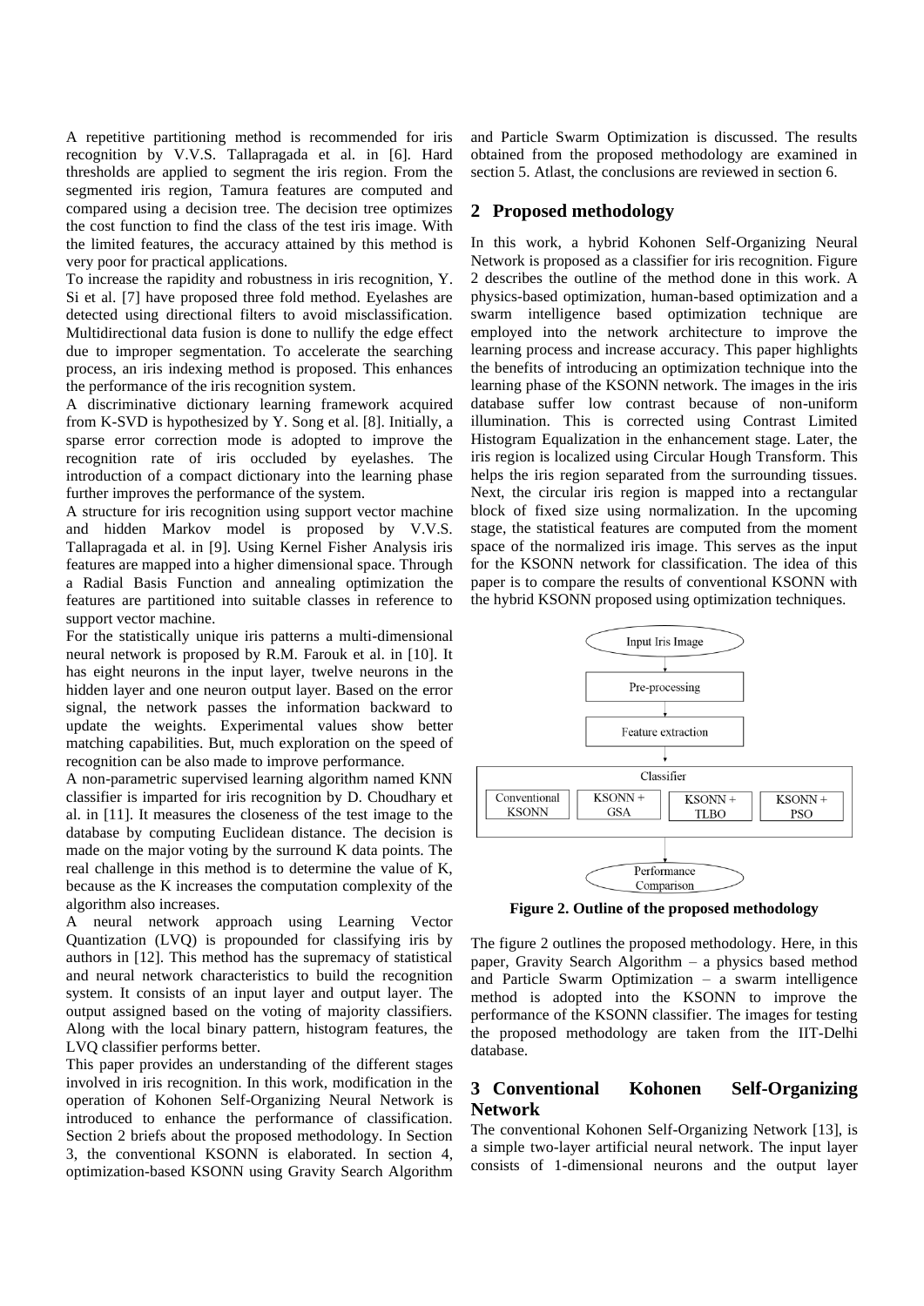A repetitive partitioning method is recommended for iris recognition by V.V.S. Tallapragada et al. in [6]. Hard thresholds are applied to segment the iris region. From the segmented iris region, Tamura features are computed and compared using a decision tree. The decision tree optimizes the cost function to find the class of the test iris image. With the limited features, the accuracy attained by this method is very poor for practical applications.

To increase the rapidity and robustness in iris recognition, Y. Si et al. [7] have proposed three fold method. Eyelashes are detected using directional filters to avoid misclassification. Multidirectional data fusion is done to nullify the edge effect due to improper segmentation. To accelerate the searching process, an iris indexing method is proposed. This enhances the performance of the iris recognition system.

A discriminative dictionary learning framework acquired from K-SVD is hypothesized by Y. Song et al. [8]. Initially, a sparse error correction mode is adopted to improve the recognition rate of iris occluded by eyelashes. The introduction of a compact dictionary into the learning phase further improves the performance of the system.

A structure for iris recognition using support vector machine and hidden Markov model is proposed by V.V.S. Tallapragada et al. in [9]. Using Kernel Fisher Analysis iris features are mapped into a higher dimensional space. Through a Radial Basis Function and annealing optimization the features are partitioned into suitable classes in reference to support vector machine.

For the statistically unique iris patterns a multi-dimensional neural network is proposed by R.M. Farouk et al. in [10]. It has eight neurons in the input layer, twelve neurons in the hidden layer and one neuron output layer. Based on the error signal, the network passes the information backward to update the weights. Experimental values show better matching capabilities. But, much exploration on the speed of recognition can be also made to improve performance.

A non-parametric supervised learning algorithm named KNN classifier is imparted for iris recognition by D. Choudhary et al. in [11]. It measures the closeness of the test image to the database by computing Euclidean distance. The decision is made on the major voting by the surround K data points. The real challenge in this method is to determine the value of K, because as the K increases the computation complexity of the algorithm also increases.

A neural network approach using Learning Vector Quantization (LVQ) is propounded for classifying iris by authors in [12]. This method has the supremacy of statistical and neural network characteristics to build the recognition system. It consists of an input layer and output layer. The output assigned based on the voting of majority classifiers. Along with the local binary pattern, histogram features, the LVQ classifier performs better.

This paper provides an understanding of the different stages involved in iris recognition. In this work, modification in the operation of Kohonen Self-Organizing Neural Network is introduced to enhance the performance of classification. Section 2 briefs about the proposed methodology. In Section 3, the conventional KSONN is elaborated. In section 4, optimization-based KSONN using Gravity Search Algorithm and Particle Swarm Optimization is discussed. The results obtained from the proposed methodology are examined in section 5. Atlast, the conclusions are reviewed in section 6.

## 2 Proposed methodology

In this work, a hybrid Kohonen Self-Organizing Neural Network is proposed as a classifier for iris recognition. Figure 2 describes the outline of the method done in this work. A physics-based optimization, human-based optimization and a swarm intelligence based optimization technique are employed into the network architecture to improve the learning process and increase accuracy. This paper highlights the benefits of introducing an optimization technique into the learning phase of the KSONN network. The images in the iris database suffer low contrast because of non-uniform illumination. This is corrected using Contrast Limited Histogram Equalization in the enhancement stage. Later, the iris region is localized using Circular Hough Transform. This helps the iris region separated from the surrounding tissues. Next, the circular iris region is mapped into a rectangular block of fixed size using normalization. In the upcoming stage, the statistical features are computed from the moment space of the normalized iris image. This serves as the input for the KSONN network for classification. The idea of this paper is to compare the results of conventional KSONN with the hybrid KSONN proposed using optimization techniques.

Input Iris Image

Pre-processing

Feature extraction

Classifier

Conventional KSONN

KSONN + GSA

KSONN + TLBO

KSONN + PSO

Performance Comparison

**Figure 2. Outline of the proposed methodology**

The figure 2 outlines the proposed methodology. Here, in this paper, Gravity Search Algorithm – a physics based method and Particle Swarm Optimization – a swarm intelligence method is adopted into the KSONN to improve the performance of the KSONN classifier. The images for testing the proposed methodology are taken from the IIT-Delhi database.

## 3 Conventional Kohonen Self-Organizing Network

The conventional Kohonen Self-Organizing Network [13], is a simple two-layer artificial neural network. The input layer consists of 1-dimensional neurons and the output layer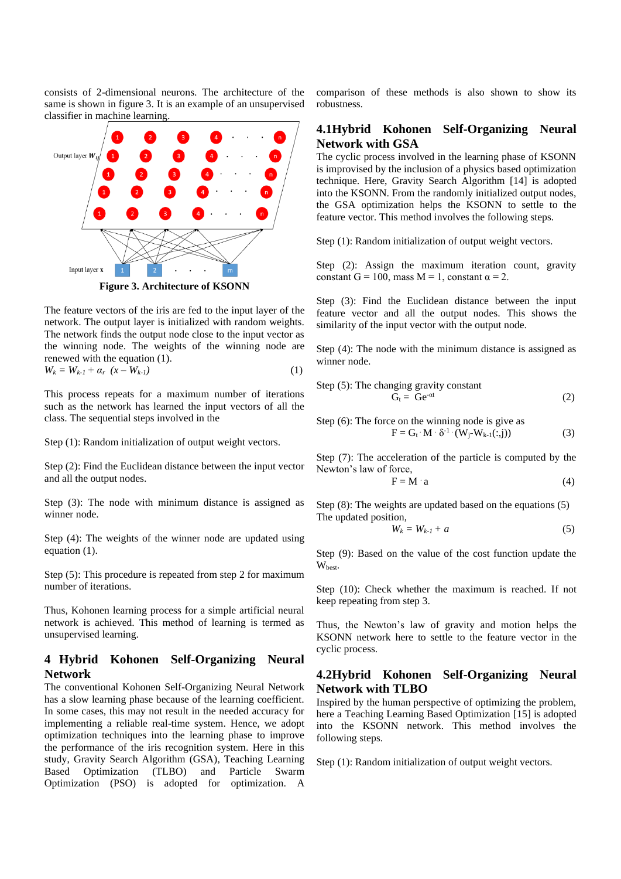consists of 2-dimensional neurons. The architecture of the same is shown in figure 3. It is an example of an unsupervised classifier in machine learning.

Output layer $W_{ij}$

Input layer x

**Figure 3. Architecture of KSONN**

The feature vectors of the iris are fed to the input layer of the network. The output layer is initialized with random weights. The network finds the output node close to the input vector as the winning node. The weights of the winning node are renewed with the equation (1).

$$W_k = W_{k-1} + \alpha_r \ (x - W_{k-1}) \quad (1)$$

This process repeats for a maximum number of iterations such as the network has learned the input vectors of all the class. The sequential steps involved in the

Step (1): Random initialization of output weight vectors.

Step (2): Find the Euclidean distance between the input vector and all the output nodes.

Step (3): The node with minimum distance is assigned as winner node.

Step (4): The weights of the winner node are updated using equation (1).

Step (5): This procedure is repeated from step 2 for maximum number of iterations.

Thus, Kohonen learning process for a simple artificial neural network is achieved. This method of learning is termed as unsupervised learning.

## 4 Hybrid Kohonen Self-Organizing Neural Network

The conventional Kohonen Self-Organizing Neural Network has a slow learning phase because of the learning coefficient. In some cases, this may not result in the needed accuracy for implementing a reliable real-time system. Hence, we adopt optimization techniques into the learning phase to improve the performance of the iris recognition system. Here in this study, Gravity Search Algorithm (GSA), Teaching Learning Based Optimization (TLBO) and Particle Swarm Optimization (PSO) is adopted for optimization. A comparison of these methods is also shown to show its robustness.

### 4.1Hybrid Kohonen Self-Organizing Neural Network with GSA

The cyclic process involved in the learning phase of KSONN is improvised by the inclusion of a physics based optimization technique. Here, Gravity Search Algorithm [14] is adopted into the KSONN. From the randomly initialized output nodes, the GSA optimization helps the KSONN to settle to the feature vector. This method involves the following steps.

Step (1): Random initialization of output weight vectors.

Step (2): Assign the maximum iteration count, gravity constant G = 100, mass M = 1, constant $\alpha = 2$.

Step (3): Find the Euclidean distance between the input feature vector and all the output nodes. This shows the similarity of the input vector with the output node.

Step (4): The node with the minimum distance is assigned as winner node.

Step (5): The changing gravity constant

$$G_t = Ge^{-\alpha t} \quad (2)$$

Step (6): The force on the winning node is give as

$$F = G_t \cdot M \cdot \delta^{-1} \cdot (W_j - W_{k-1}(:,j)) \quad (3)$$

Step (7): The acceleration of the particle is computed by the Newton's law of force,

$$F = M \cdot a \quad (4)$$

Step (8): The weights are updated based on the equations (5) The updated position,

$$W_k = W_{k-1} + a \quad (5)$$

Step (9): Based on the value of the cost function update the $W_{best}$.

Step (10): Check whether the maximum is reached. If not keep repeating from step 3.

Thus, the Newton's law of gravity and motion helps the KSONN network here to settle to the feature vector in the cyclic process.

### 4.2Hybrid Kohonen Self-Organizing Neural Network with TLBO

Inspired by the human perspective of optimizing the problem, here a Teaching Learning Based Optimization [15] is adopted into the KSONN network. This method involves the following steps.

Step (1): Random initialization of output weight vectors.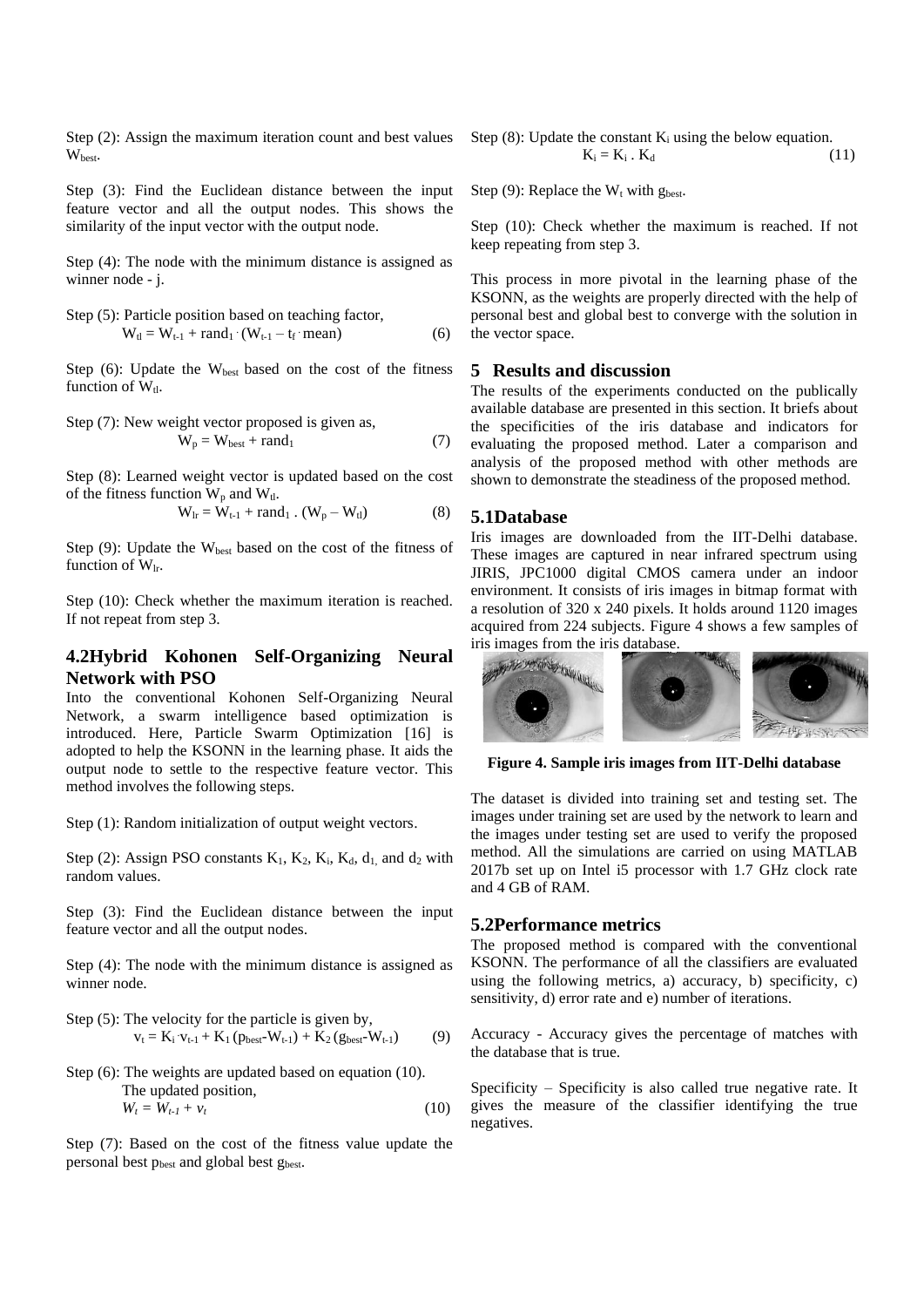Step (2): Assign the maximum iteration count and best values $W_{best}$.

Step (3): Find the Euclidean distance between the input feature vector and all the output nodes. This shows the similarity of the input vector with the output node.

Step (4): The node with the minimum distance is assigned as winner node - j.

Step (5): Particle position based on teaching factor,

$$W_{tl} = W_{t-1} + rand_1 \cdot (W_{t-1} - t_f \cdot mean) \quad (6)$$

Step (6): Update the $W_{best}$ based on the cost of the fitness function of $W_{tl}$.

Step (7): New weight vector proposed is given as,

$$W_p = W_{best} + rand_1 \quad (7)$$

Step (8): Learned weight vector is updated based on the cost of the fitness function $W_p$ and $W_{tl}$.

$$W_{lr} = W_{t-1} + rand_1 . (W_p - W_{tl}) \quad (8)$$

Step (9): Update the $W_{best}$ based on the cost of the fitness of function of $W_{lr}$.

Step (10): Check whether the maximum iteration is reached. If not repeat from step 3.

### 4.2 Hybrid Kohonen Self-Organizing Neural Network with PSO

Into the conventional Kohonen Self-Organizing Neural Network, a swarm intelligence based optimization is introduced. Here, Particle Swarm Optimization [16] is adopted to help the KSONN in the learning phase. It aids the output node to settle to the respective feature vector. This method involves the following steps.

Step (1): Random initialization of output weight vectors.

Step (2): Assign PSO constants $K_1$, $K_2$, $K_i$, $K_d$, $d_1$, and $d_2$ with random values.

Step (3): Find the Euclidean distance between the input feature vector and all the output nodes.

Step (4): The node with the minimum distance is assigned as winner node.

Step (5): The velocity for the particle is given by,

$$v_t = K_i \cdot v_{t-1} + K_1 (p_{best} - W_{t-1}) + K_2 (g_{best} - W_{t-1}) \quad (9)$$

Step (6): The weights are updated based on equation (10). The updated position,

$$W_t = W_{t-1} + v_t \quad (10)$$

Step (7): Based on the cost of the fitness value update the personal best $p_{best}$ and global best $g_{best}$.

Step (8): Update the constant $K_i$ using the below equation.

$$K_i = K_i . K_d \quad (11)$$

Step (9): Replace the $W_t$ with $g_{best}$.

Step (10): Check whether the maximum is reached. If not keep repeating from step 3.

This process in more pivotal in the learning phase of the KSONN, as the weights are properly directed with the help of personal best and global best to converge with the solution in the vector space.

## 5 Results and discussion

The results of the experiments conducted on the publically available database are presented in this section. It briefs about the specificities of the iris database and indicators for evaluating the proposed method. Later a comparison and analysis of the proposed method with other methods are shown to demonstrate the steadiness of the proposed method.

### 5.1 Database

Iris images are downloaded from the IIT-Delhi database. These images are captured in near infrared spectrum using JIRIS, JPC1000 digital CMOS camera under an indoor environment. It consists of iris images in bitmap format with a resolution of 320 x 240 pixels. It holds around 1120 images acquired from 224 subjects. Figure 4 shows a few samples of iris images from the iris database.

**Figure 4. Sample iris images from IIT-Delhi database**

The dataset is divided into training set and testing set. The images under training set are used by the network to learn and the images under testing set are used to verify the proposed method. All the simulations are carried on using MATLAB 2017b set up on Intel i5 processor with 1.7 GHz clock rate and 4 GB of RAM.

### 5.2 Performance metrics

The proposed method is compared with the conventional KSONN. The performance of all the classifiers are evaluated using the following metrics, a) accuracy, b) specificity, c) sensitivity, d) error rate and e) number of iterations.

Accuracy - Accuracy gives the percentage of matches with the database that is true.

Specificity – Specificity is also called true negative rate. It gives the measure of the classifier identifying the true negatives.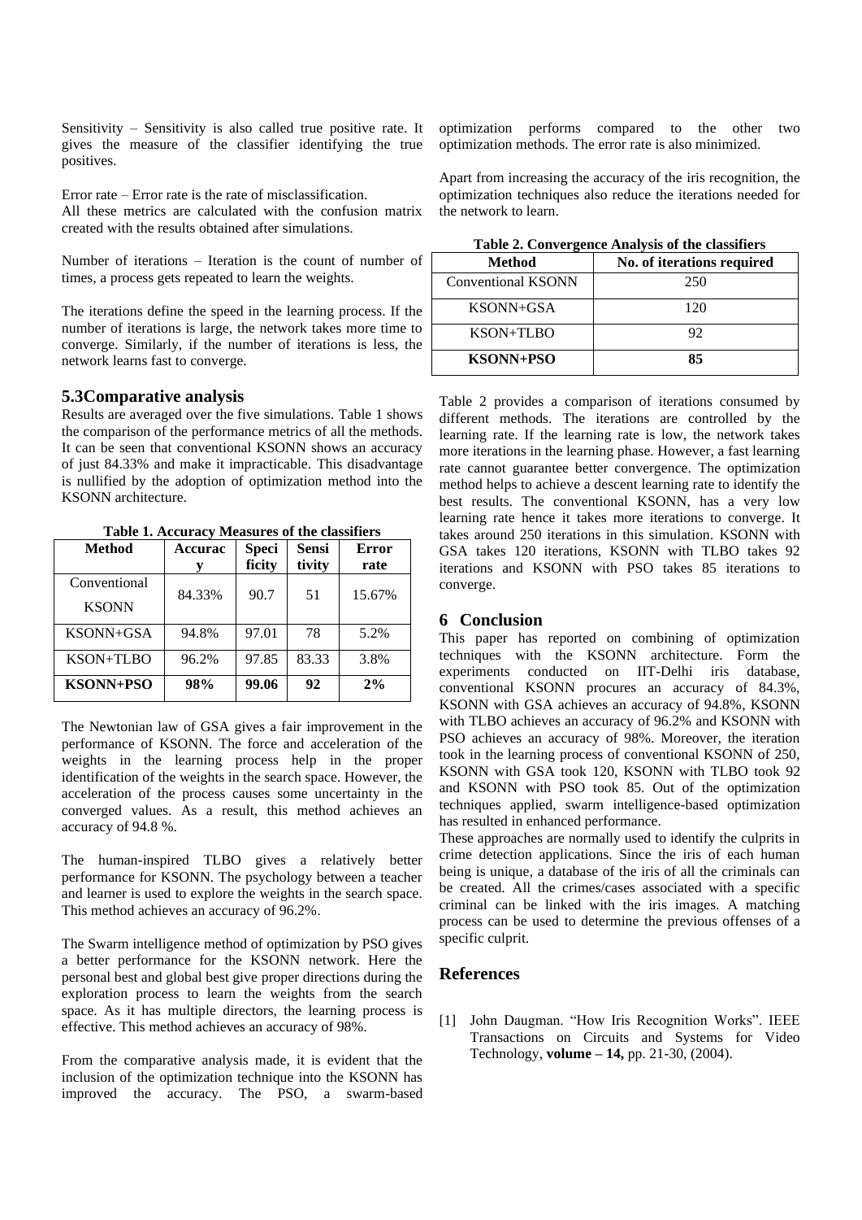Sensitivity – Sensitivity is also called true positive rate. It gives the measure of the classifier identifying the true positives.

Error rate – Error rate is the rate of misclassification.

All these metrics are calculated with the confusion matrix created with the results obtained after simulations.

Number of iterations – Iteration is the count of number of times, a process gets repeated to learn the weights.

The iterations define the speed in the learning process. If the number of iterations is large, the network takes more time to converge. Similarly, if the number of iterations is less, the network learns fast to converge.

### 5.3Comparative analysis

Results are averaged over the five simulations. Table 1 shows the comparison of the performance metrics of all the methods. It can be seen that conventional KSONN shows an accuracy of just 84.33% and make it impracticable. This disadvantage is nullified by the adoption of optimization method into the KSONN architecture.

**Table 1. Accuracy Measures of the classifiers**

| Method | Accuracy | Specificity | Sensitivity | Error rate |
|---|---|---|---|---|
| Conventional KSONN | 84.33% | 90.7 | 51 | 15.67% |
| KSONN+GSA | 94.8% | 97.01 | 78 | 5.2% |
| KSON+TLBO | 96.2% | 97.85 | 83.33 | 3.8% |
| **KSONN+PSO** | **98%** | **99.06** | **92** | **2%** |

The Newtonian law of GSA gives a fair improvement in the performance of KSONN. The force and acceleration of the weights in the learning process help in the proper identification of the weights in the search space. However, the acceleration of the process causes some uncertainty in the converged values. As a result, this method achieves an accuracy of 94.8 %.

The human-inspired TLBO gives a relatively better performance for KSONN. The psychology between a teacher and learner is used to explore the weights in the search space. This method achieves an accuracy of 96.2%.

The Swarm intelligence method of optimization by PSO gives a better performance for the KSONN network. Here the personal best and global best give proper directions during the exploration process to learn the weights from the search space. As it has multiple directors, the learning process is effective. This method achieves an accuracy of 98%.

From the comparative analysis made, it is evident that the inclusion of the optimization technique into the KSONN has improved the accuracy. The PSO, a swarm-based optimization performs compared to the other two optimization methods. The error rate is also minimized.

Apart from increasing the accuracy of the iris recognition, the optimization techniques also reduce the iterations needed for the network to learn.

**Table 2. Convergence Analysis of the classifiers**

| Method | No. of iterations required |
|---|---|
| Conventional KSONN | 250 |
| KSONN+GSA | 120 |
| KSON+TLBO | 92 |
| **KSONN+PSO** | **85** |

Table 2 provides a comparison of iterations consumed by different methods. The iterations are controlled by the learning rate. If the learning rate is low, the network takes more iterations in the learning phase. However, a fast learning rate cannot guarantee better convergence. The optimization method helps to achieve a descent learning rate to identify the best results. The conventional KSONN, has a very low learning rate hence it takes more iterations to converge. It takes around 250 iterations in this simulation. KSONN with GSA takes 120 iterations, KSONN with TLBO takes 92 iterations and KSONN with PSO takes 85 iterations to converge.

## 6 Conclusion

This paper has reported on combining of optimization techniques with the KSONN architecture. Form the experiments conducted on IIT-Delhi iris database, conventional KSONN procures an accuracy of 84.3%, KSONN with GSA achieves an accuracy of 94.8%, KSONN with TLBO achieves an accuracy of 96.2% and KSONN with PSO achieves an accuracy of 98%. Moreover, the iteration took in the learning process of conventional KSONN of 250, KSONN with GSA took 120, KSONN with TLBO took 92 and KSONN with PSO took 85. Out of the optimization techniques applied, swarm intelligence-based optimization has resulted in enhanced performance.

These approaches are normally used to identify the culprits in crime detection applications. Since the iris of each human being is unique, a database of the iris of all the criminals can be created. All the crimes/cases associated with a specific criminal can be linked with the iris images. A matching process can be used to determine the previous offenses of a specific culprit.

## References

[1] John Daugman. "How Iris Recognition Works". IEEE Transactions on Circuits and Systems for Video Technology, **volume – 14,** pp. 21-30, (2004).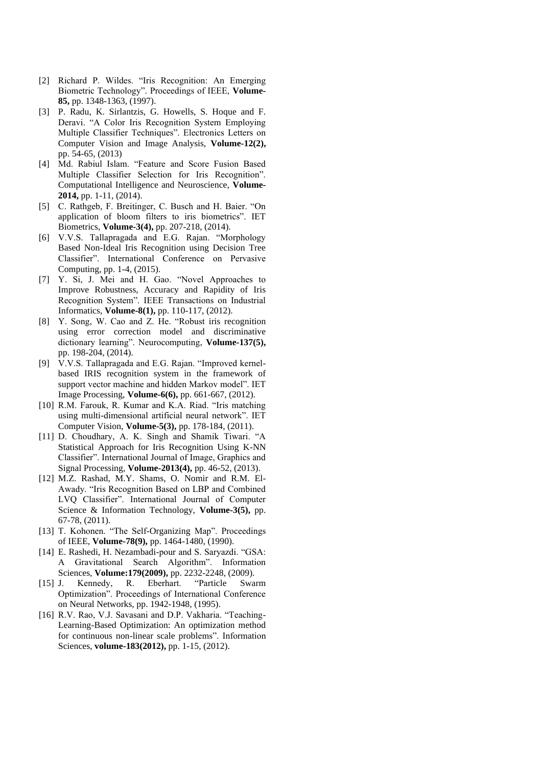[2] Richard P. Wildes. "Iris Recognition: An Emerging Biometric Technology". Proceedings of IEEE, **Volume-85,** pp. 1348-1363, (1997).

[3] P. Radu, K. Sirlantzis, G. Howells, S. Hoque and F. Deravi. "A Color Iris Recognition System Employing Multiple Classifier Techniques". Electronics Letters on Computer Vision and Image Analysis, **Volume-12(2),** pp. 54-65, (2013)

[4] Md. Rabiul Islam. "Feature and Score Fusion Based Multiple Classifier Selection for Iris Recognition". Computational Intelligence and Neuroscience, **Volume-2014,** pp. 1-11, (2014).

[5] C. Rathgeb, F. Breitinger, C. Busch and H. Baier. "On application of bloom filters to iris biometrics". IET Biometrics, **Volume-3(4),** pp. 207-218, (2014).

[6] V.V.S. Tallapragada and E.G. Rajan. "Morphology Based Non-Ideal Iris Recognition using Decision Tree Classifier". International Conference on Pervasive Computing, pp. 1-4, (2015).

[7] Y. Si, J. Mei and H. Gao. "Novel Approaches to Improve Robustness, Accuracy and Rapidity of Iris Recognition System". IEEE Transactions on Industrial Informatics, **Volume-8(1),** pp. 110-117, (2012).

[8] Y. Song, W. Cao and Z. He. "Robust iris recognition using error correction model and discriminative dictionary learning". Neurocomputing, **Volume-137(5),** pp. 198-204, (2014).

[9] V.V.S. Tallapragada and E.G. Rajan. "Improved kernel-based IRIS recognition system in the framework of support vector machine and hidden Markov model". IET Image Processing, **Volume-6(6),** pp. 661-667, (2012).

[10] R.M. Farouk, R. Kumar and K.A. Riad. "Iris matching using multi-dimensional artificial neural network". IET Computer Vision, **Volume-5(3),** pp. 178-184, (2011).

[11] D. Choudhary, A. K. Singh and Shamik Tiwari. "A Statistical Approach for Iris Recognition Using K-NN Classifier". International Journal of Image, Graphics and Signal Processing, **Volume-2013(4),** pp. 46-52, (2013).

[12] M.Z. Rashad, M.Y. Shams, O. Nomir and R.M. El-Awady. "Iris Recognition Based on LBP and Combined LVQ Classifier". International Journal of Computer Science & Information Technology, **Volume-3(5),** pp. 67-78, (2011).

[13] T. Kohonen. "The Self-Organizing Map". Proceedings of IEEE, **Volume-78(9),** pp. 1464-1480, (1990).

[14] E. Rashedi, H. Nezambadi-pour and S. Saryazdi. "GSA: A Gravitational Search Algorithm". Information Sciences, **Volume:179(2009),** pp. 2232-2248, (2009).

[15] J. Kennedy, R. Eberhart. "Particle Swarm Optimization". Proceedings of International Conference on Neural Networks, pp. 1942-1948, (1995).

[16] R.V. Rao, V.J. Savasani and D.P. Vakharia. "Teaching-Learning-Based Optimization: An optimization method for continuous non-linear scale problems". Information Sciences, **volume-183(2012),** pp. 1-15, (2012).